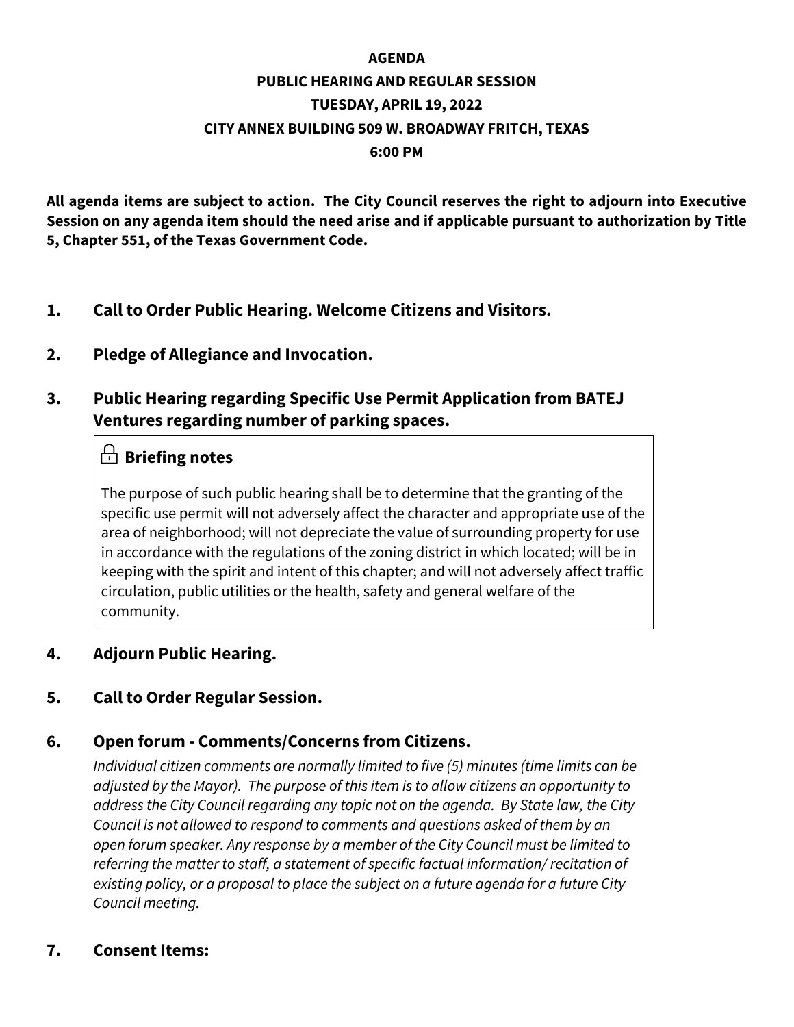**AGENDA**

**PUBLIC HEARING AND REGULAR SESSION**

**TUESDAY, APRIL 19, 2022**

**CITY ANNEX BUILDING 509 W. BROADWAY FRITCH, TEXAS**

**6:00 PM**

**All agenda items are subject to action. The City Council reserves the right to adjourn into Executive Session on any agenda item should the need arise and if applicable pursuant to authorization by Title 5, Chapter 551, of the Texas Government Code.**

**1. Call to Order Public Hearing. Welcome Citizens and Visitors.**

**2. Pledge of Allegiance and Invocation.**

**3. Public Hearing regarding Specific Use Permit Application from BATEJ Ventures regarding number of parking spaces.**

> **Briefing notes**
>
> The purpose of such public hearing shall be to determine that the granting of the specific use permit will not adversely affect the character and appropriate use of the area of neighborhood; will not depreciate the value of surrounding property for use in accordance with the regulations of the zoning district in which located; will be in keeping with the spirit and intent of this chapter; and will not adversely affect traffic circulation, public utilities or the health, safety and general welfare of the community.

**4. Adjourn Public Hearing.**

**5. Call to Order Regular Session.**

**6. Open forum - Comments/Concerns from Citizens.**

*Individual citizen comments are normally limited to five (5) minutes (time limits can be adjusted by the Mayor). The purpose of this item is to allow citizens an opportunity to address the City Council regarding any topic not on the agenda. By State law, the City Council is not allowed to respond to comments and questions asked of them by an open forum speaker. Any response by a member of the City Council must be limited to referring the matter to staff, a statement of specific factual information/ recitation of existing policy, or a proposal to place the subject on a future agenda for a future City Council meeting.*

**7. Consent Items:**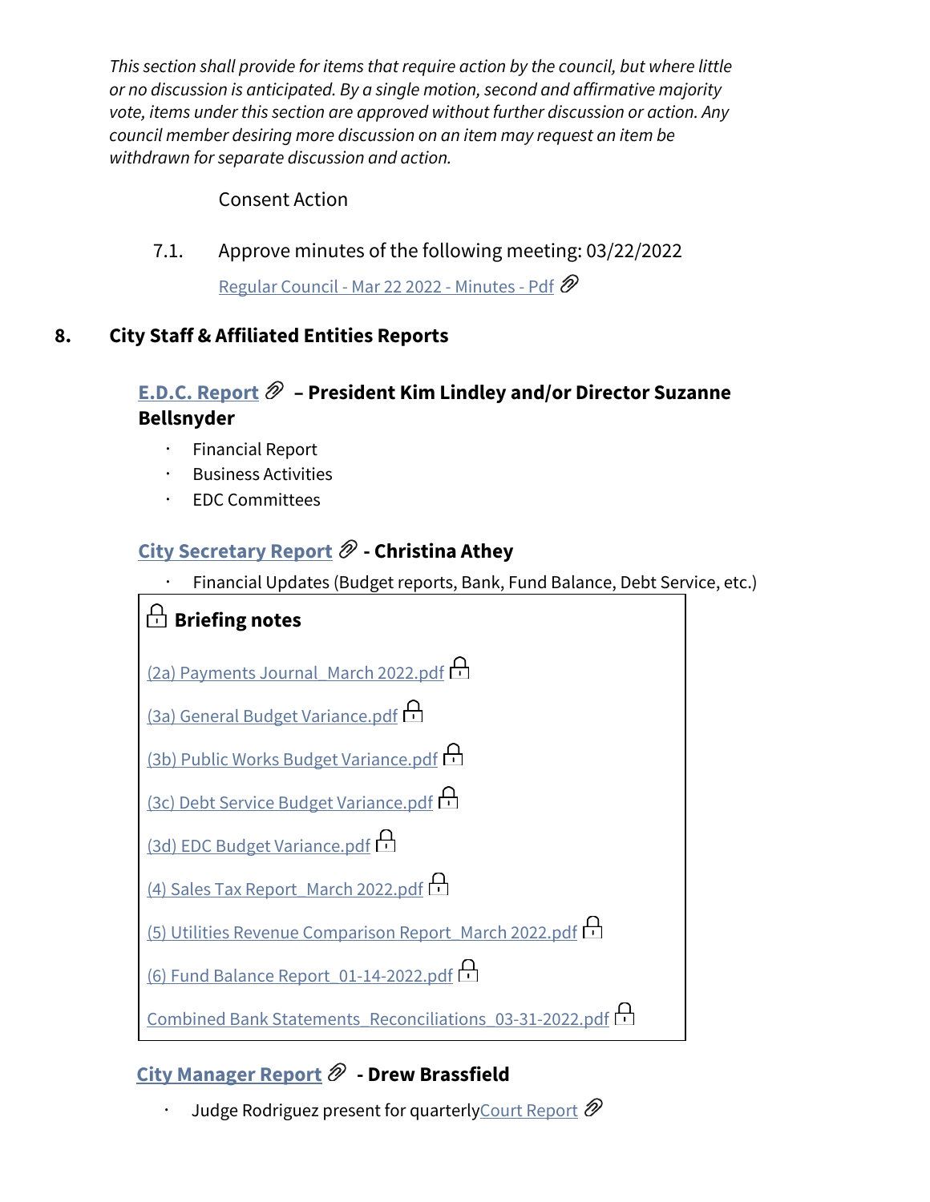*This section shall provide for items that require action by the council, but where little or no discussion is anticipated. By a single motion, second and affirmative majority vote, items under this section are approved without further discussion or action. Any council member desiring more discussion on an item may request an item be withdrawn for separate discussion and action.*

Consent Action

7.1. Approve minutes of the following meeting: 03/22/2022

Regular Council - Mar 22 2022 - Minutes - Pdf

## 8. City Staff & Affiliated Entities Reports

**E.D.C. Report – President Kim Lindley and/or Director Suzanne Bellsnyder**

- Financial Report
- Business Activities
- EDC Committees

**City Secretary Report - Christina Athey**

- Financial Updates (Budget reports, Bank, Fund Balance, Debt Service, etc.)

**Briefing notes**

(2a) Payments Journal_March 2022.pdf

(3a) General Budget Variance.pdf

(3b) Public Works Budget Variance.pdf

(3c) Debt Service Budget Variance.pdf

(3d) EDC Budget Variance.pdf

(4) Sales Tax Report_March 2022.pdf

(5) Utilities Revenue Comparison Report_March 2022.pdf

(6) Fund Balance Report_01-14-2022.pdf

Combined Bank Statements_Reconciliations_03-31-2022.pdf

**City Manager Report - Drew Brassfield**

- Judge Rodriguez present for quarterly Court Report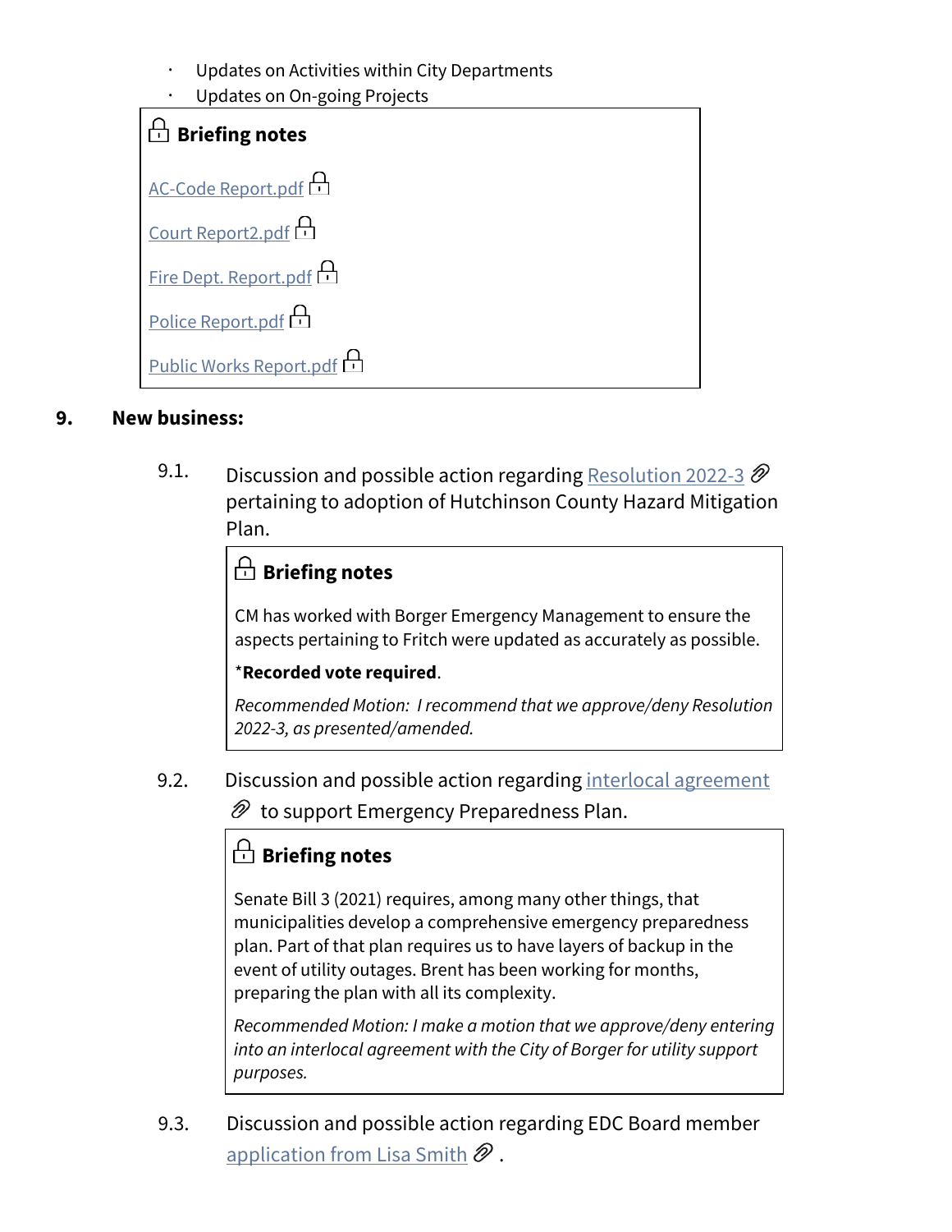- Updates on Activities within City Departments
- Updates on On-going Projects

**Briefing notes**

AC-Code Report.pdf

Court Report2.pdf

Fire Dept. Report.pdf

Police Report.pdf

Public Works Report.pdf

## 9. New business:

9.1. Discussion and possible action regarding Resolution 2022-3 pertaining to adoption of Hutchinson County Hazard Mitigation Plan.

**Briefing notes**

CM has worked with Borger Emergency Management to ensure the aspects pertaining to Fritch were updated as accurately as possible.

***Recorded vote required**.

*Recommended Motion: I recommend that we approve/deny Resolution 2022-3, as presented/amended.*

9.2. Discussion and possible action regarding interlocal agreement to support Emergency Preparedness Plan.

**Briefing notes**

Senate Bill 3 (2021) requires, among many other things, that municipalities develop a comprehensive emergency preparedness plan. Part of that plan requires us to have layers of backup in the event of utility outages. Brent has been working for months, preparing the plan with all its complexity.

*Recommended Motion: I make a motion that we approve/deny entering into an interlocal agreement with the City of Borger for utility support purposes.*

9.3. Discussion and possible action regarding EDC Board member application from Lisa Smith .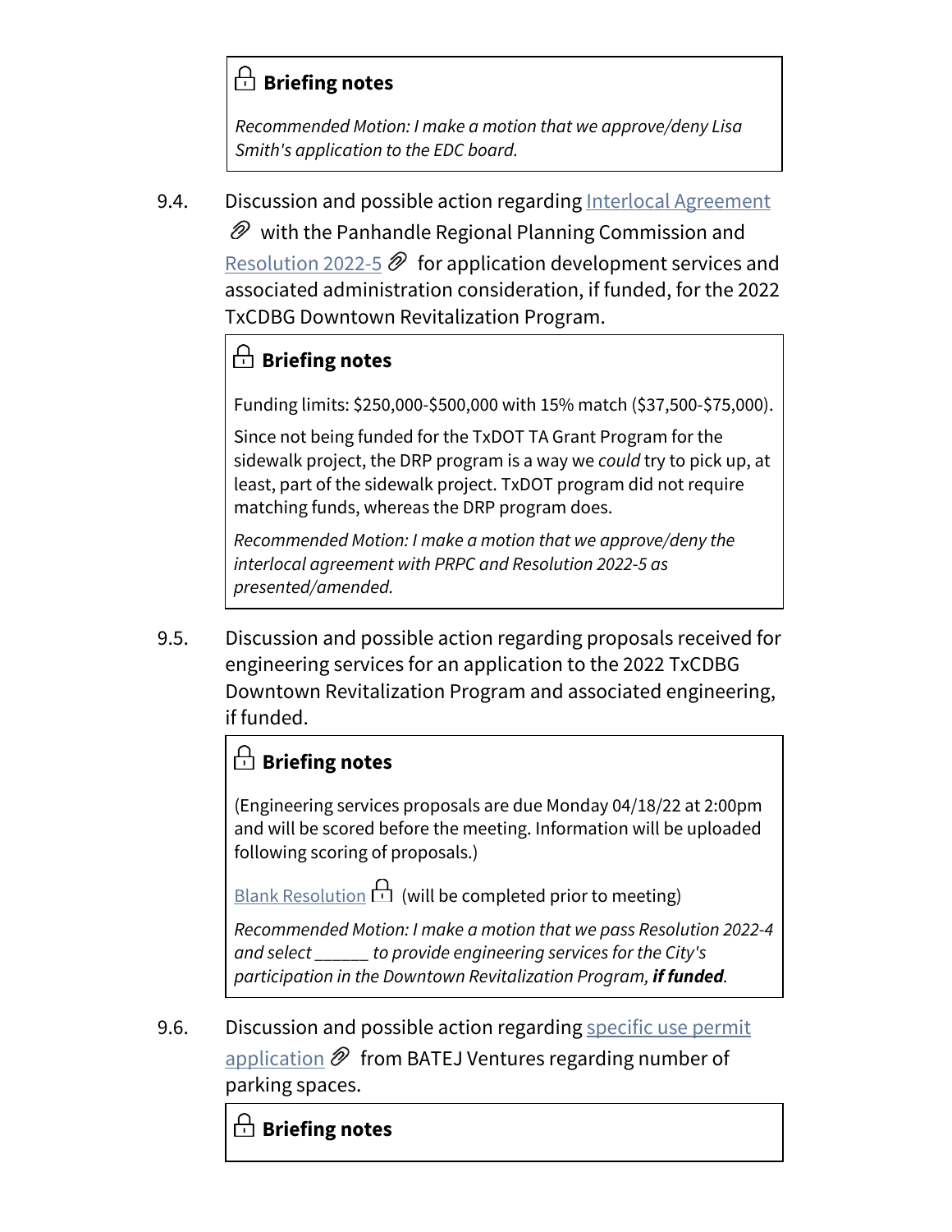**Briefing notes**

*Recommended Motion: I make a motion that we approve/deny Lisa Smith's application to the EDC board.*

9.4. Discussion and possible action regarding Interlocal Agreement with the Panhandle Regional Planning Commission and Resolution 2022-5 for application development services and associated administration consideration, if funded, for the 2022 TxCDBG Downtown Revitalization Program.

**Briefing notes**

Funding limits: $250,000-$500,000 with 15% match ($37,500-$75,000).

Since not being funded for the TxDOT TA Grant Program for the sidewalk project, the DRP program is a way we *could* try to pick up, at least, part of the sidewalk project. TxDOT program did not require matching funds, whereas the DRP program does.

*Recommended Motion: I make a motion that we approve/deny the interlocal agreement with PRPC and Resolution 2022-5 as presented/amended.*

9.5. Discussion and possible action regarding proposals received for engineering services for an application to the 2022 TxCDBG Downtown Revitalization Program and associated engineering, if funded.

**Briefing notes**

(Engineering services proposals are due Monday 04/18/22 at 2:00pm and will be scored before the meeting. Information will be uploaded following scoring of proposals.)

Blank Resolution (will be completed prior to meeting)

*Recommended Motion: I make a motion that we pass Resolution 2022-4 and select ______ to provide engineering services for the City's participation in the Downtown Revitalization Program, **if funded**.*

9.6. Discussion and possible action regarding specific use permit application from BATEJ Ventures regarding number of parking spaces.

**Briefing notes**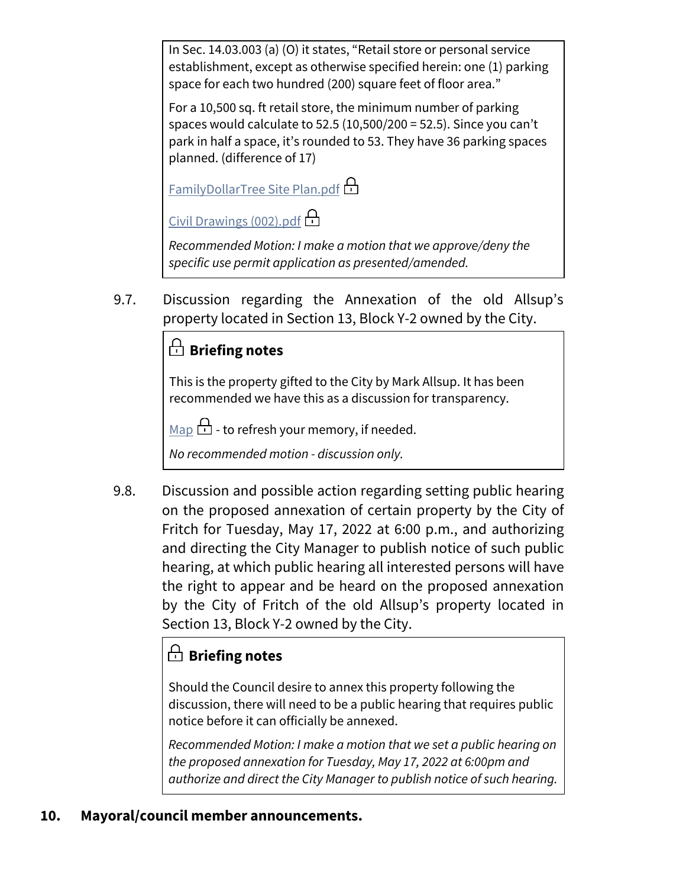In Sec. 14.03.003 (a) (O) it states, "Retail store or personal service establishment, except as otherwise specified herein: one (1) parking space for each two hundred (200) square feet of floor area."

For a 10,500 sq. ft retail store, the minimum number of parking spaces would calculate to 52.5 (10,500/200 = 52.5). Since you can't park in half a space, it's rounded to 53. They have 36 parking spaces planned. (difference of 17)

FamilyDollarTree Site Plan.pdf

Civil Drawings (002).pdf

*Recommended Motion: I make a motion that we approve/deny the specific use permit application as presented/amended.*

9.7. Discussion regarding the Annexation of the old Allsup's property located in Section 13, Block Y-2 owned by the City.

**Briefing notes**

This is the property gifted to the City by Mark Allsup. It has been recommended we have this as a discussion for transparency.

Map - to refresh your memory, if needed.

*No recommended motion - discussion only.*

9.8. Discussion and possible action regarding setting public hearing on the proposed annexation of certain property by the City of Fritch for Tuesday, May 17, 2022 at 6:00 p.m., and authorizing and directing the City Manager to publish notice of such public hearing, at which public hearing all interested persons will have the right to appear and be heard on the proposed annexation by the City of Fritch of the old Allsup's property located in Section 13, Block Y-2 owned by the City.

**Briefing notes**

Should the Council desire to annex this property following the discussion, there will need to be a public hearing that requires public notice before it can officially be annexed.

*Recommended Motion: I make a motion that we set a public hearing on the proposed annexation for Tuesday, May 17, 2022 at 6:00pm and authorize and direct the City Manager to publish notice of such hearing.*

## 10. Mayoral/council member announcements.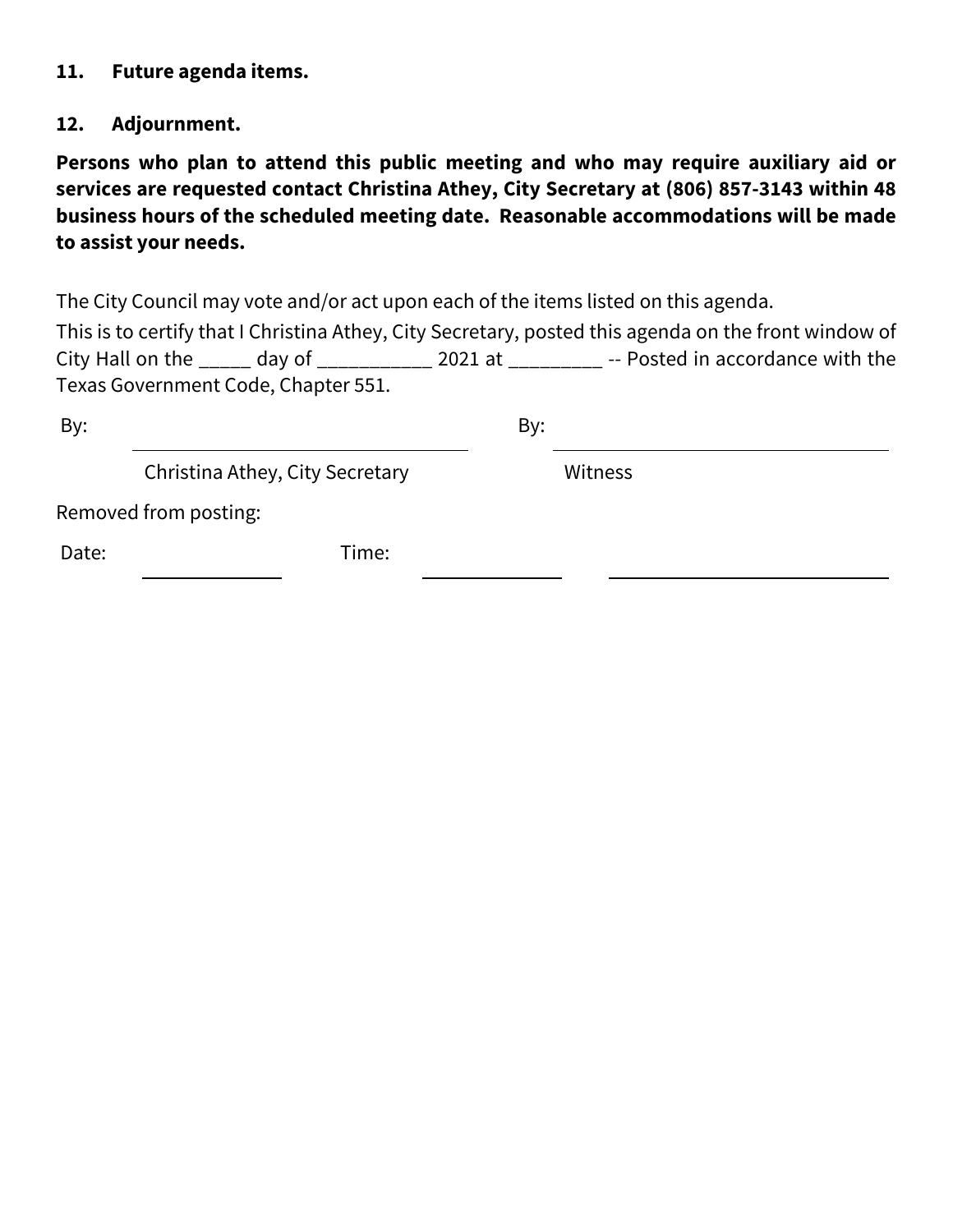**11. Future agenda items.**

**12. Adjournment.**

**Persons who plan to attend this public meeting and who may require auxiliary aid or services are requested contact Christina Athey, City Secretary at (806) 857-3143 within 48 business hours of the scheduled meeting date. Reasonable accommodations will be made to assist your needs.**

The City Council may vote and/or act upon each of the items listed on this agenda.

This is to certify that I Christina Athey, City Secretary, posted this agenda on the front window of City Hall on the _____ day of ___________ 2021 at _________ -- Posted in accordance with the Texas Government Code, Chapter 551.

By: ______________________________ By: ______________________________

Christina Athey, City Secretary Witness

Removed from posting:

Date: ____________ Time: ____________ ______________________________